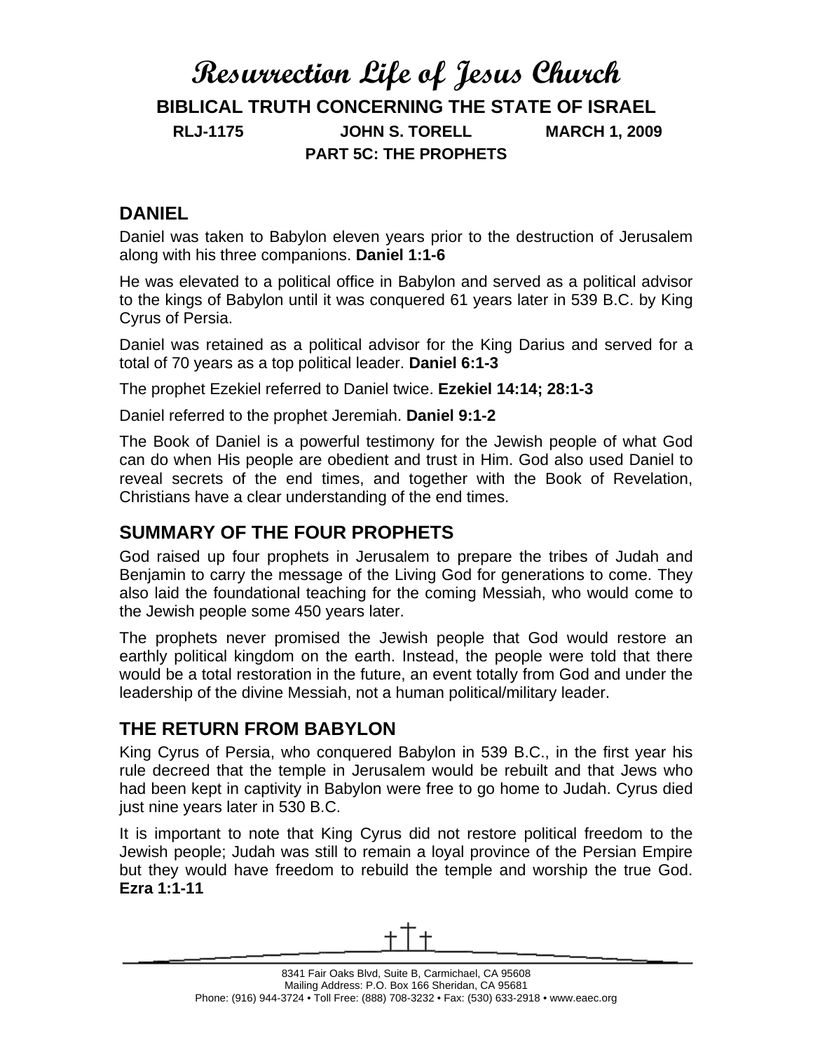# Resurrection Life of Jesus Church

## BIBLICAL TRUTH CONCERNING THE STATE OF ISRAEL

**RLJ-1175 JOHN S. TORELL MARCH 1, 2009**

**PART 5C: THE PROPHETS**

## DANIEL

Daniel was taken to Babylon eleven years prior to the destruction of Jerusalem along with his three companions. **Daniel 1:1-6**

He was elevated to a political office in Babylon and served as a political advisor to the kings of Babylon until it was conquered 61 years later in 539 B.C. by King Cyrus of Persia.

Daniel was retained as a political advisor for the King Darius and served for a total of 70 years as a top political leader. **Daniel 6:1-3**

The prophet Ezekiel referred to Daniel twice. **Ezekiel 14:14; 28:1-3**

Daniel referred to the prophet Jeremiah. **Daniel 9:1-2**

The Book of Daniel is a powerful testimony for the Jewish people of what God can do when His people are obedient and trust in Him. God also used Daniel to reveal secrets of the end times, and together with the Book of Revelation, Christians have a clear understanding of the end times.

## SUMMARY OF THE FOUR PROPHETS

God raised up four prophets in Jerusalem to prepare the tribes of Judah and Benjamin to carry the message of the Living God for generations to come. They also laid the foundational teaching for the coming Messiah, who would come to the Jewish people some 450 years later.

The prophets never promised the Jewish people that God would restore an earthly political kingdom on the earth. Instead, the people were told that there would be a total restoration in the future, an event totally from God and under the leadership of the divine Messiah, not a human political/military leader.

## THE RETURN FROM BABYLON

King Cyrus of Persia, who conquered Babylon in 539 B.C., in the first year his rule decreed that the temple in Jerusalem would be rebuilt and that Jews who had been kept in captivity in Babylon were free to go home to Judah. Cyrus died just nine years later in 530 B.C.

It is important to note that King Cyrus did not restore political freedom to the Jewish people; Judah was still to remain a loyal province of the Persian Empire but they would have freedom to rebuild the temple and worship the true God. **Ezra 1:1-11**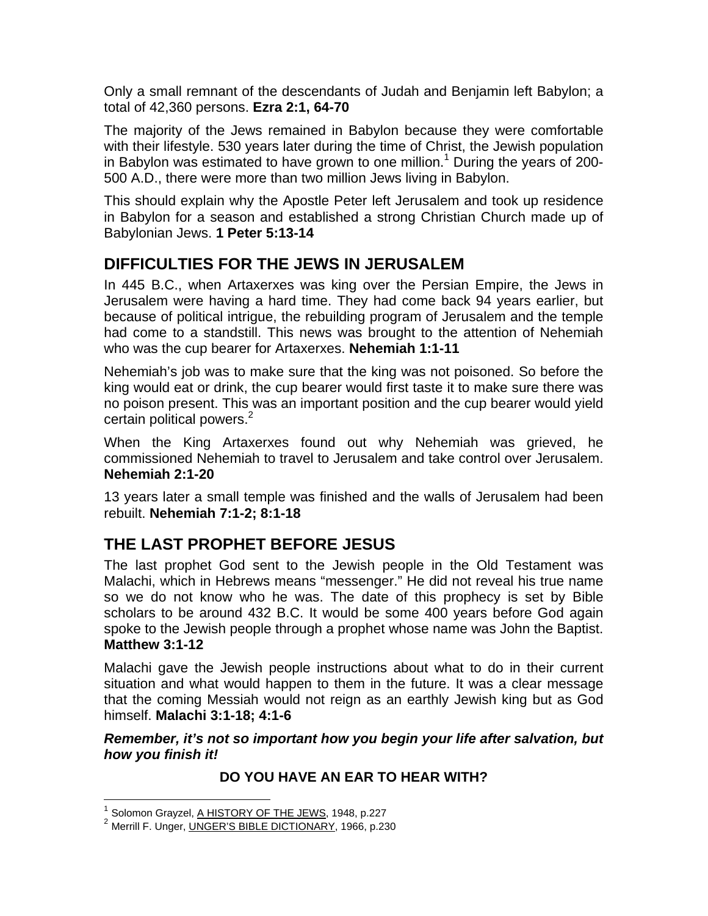Only a small remnant of the descendants of Judah and Benjamin left Babylon; a total of 42,360 persons. **Ezra 2:1, 64-70**

The majority of the Jews remained in Babylon because they were comfortable with their lifestyle. 530 years later during the time of Christ, the Jewish population in Babylon was estimated to have grown to one million.[1] During the years of 200-500 A.D., there were more than two million Jews living in Babylon.

This should explain why the Apostle Peter left Jerusalem and took up residence in Babylon for a season and established a strong Christian Church made up of Babylonian Jews. **1 Peter 5:13-14**

## DIFFICULTIES FOR THE JEWS IN JERUSALEM

In 445 B.C., when Artaxerxes was king over the Persian Empire, the Jews in Jerusalem were having a hard time. They had come back 94 years earlier, but because of political intrigue, the rebuilding program of Jerusalem and the temple had come to a standstill. This news was brought to the attention of Nehemiah who was the cup bearer for Artaxerxes. **Nehemiah 1:1-11**

Nehemiah's job was to make sure that the king was not poisoned. So before the king would eat or drink, the cup bearer would first taste it to make sure there was no poison present. This was an important position and the cup bearer would yield certain political powers.[2]

When the King Artaxerxes found out why Nehemiah was grieved, he commissioned Nehemiah to travel to Jerusalem and take control over Jerusalem. **Nehemiah 2:1-20**

13 years later a small temple was finished and the walls of Jerusalem had been rebuilt. **Nehemiah 7:1-2; 8:1-18**

## THE LAST PROPHET BEFORE JESUS

The last prophet God sent to the Jewish people in the Old Testament was Malachi, which in Hebrews means "messenger." He did not reveal his true name so we do not know who he was. The date of this prophecy is set by Bible scholars to be around 432 B.C. It would be some 400 years before God again spoke to the Jewish people through a prophet whose name was John the Baptist. **Matthew 3:1-12**

Malachi gave the Jewish people instructions about what to do in their current situation and what would happen to them in the future. It was a clear message that the coming Messiah would not reign as an earthly Jewish king but as God himself. **Malachi 3:1-18; 4:1-6**

***Remember, it's not so important how you begin your life after salvation, but how you finish it!***

**DO YOU HAVE AN EAR TO HEAR WITH?**

---

[1] Solomon Grayzel, A HISTORY OF THE JEWS, 1948, p.227

[2] Merrill F. Unger, UNGER'S BIBLE DICTIONARY, 1966, p.230